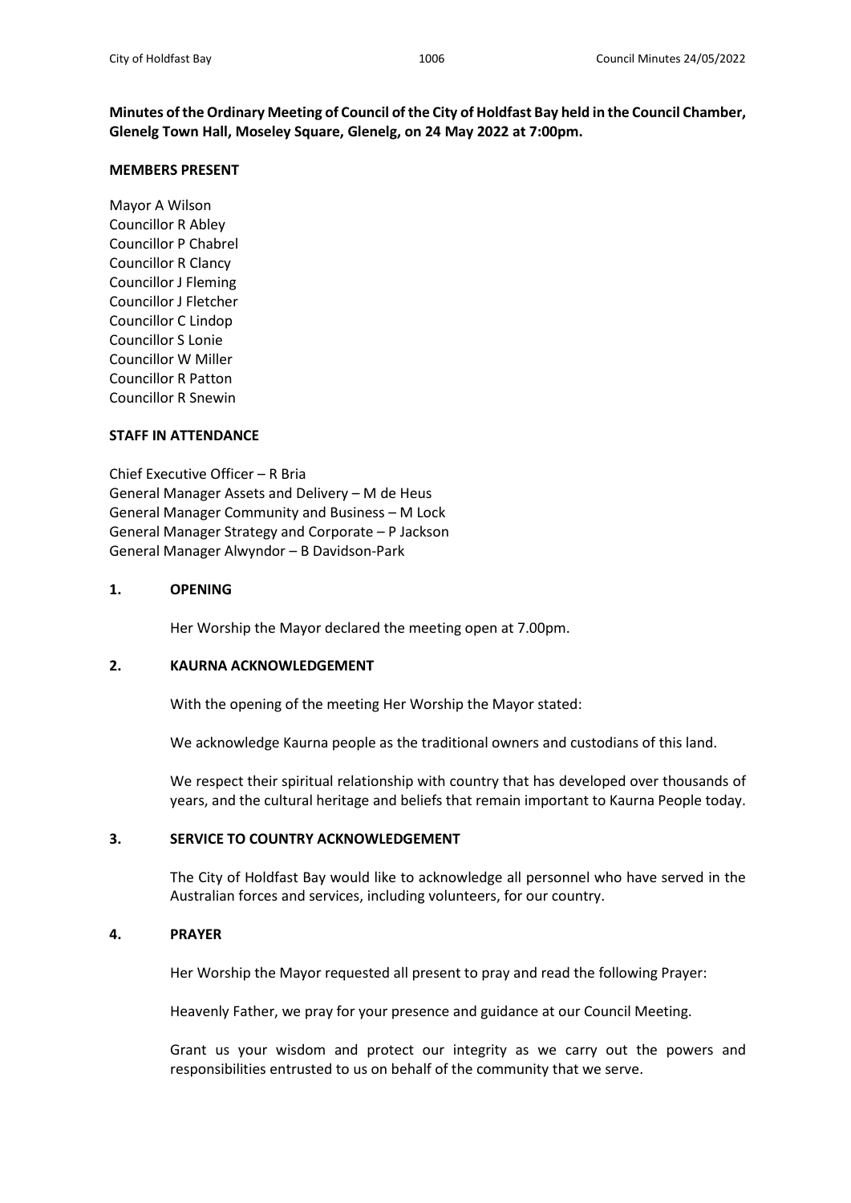**Minutes of the Ordinary Meeting of Council of the City of Holdfast Bay held in the Council Chamber, Glenelg Town Hall, Moseley Square, Glenelg, on 24 May 2022 at 7:00pm.**

**MEMBERS PRESENT**

Mayor A Wilson
Councillor R Abley
Councillor P Chabrel
Councillor R Clancy
Councillor J Fleming
Councillor J Fletcher
Councillor C Lindop
Councillor S Lonie
Councillor W Miller
Councillor R Patton
Councillor R Snewin

**STAFF IN ATTENDANCE**

Chief Executive Officer – R Bria
General Manager Assets and Delivery – M de Heus
General Manager Community and Business – M Lock
General Manager Strategy and Corporate – P Jackson
General Manager Alwyndor – B Davidson-Park

**1. OPENING**

Her Worship the Mayor declared the meeting open at 7.00pm.

**2. KAURNA ACKNOWLEDGEMENT**

With the opening of the meeting Her Worship the Mayor stated:

We acknowledge Kaurna people as the traditional owners and custodians of this land.

We respect their spiritual relationship with country that has developed over thousands of years, and the cultural heritage and beliefs that remain important to Kaurna People today.

**3. SERVICE TO COUNTRY ACKNOWLEDGEMENT**

The City of Holdfast Bay would like to acknowledge all personnel who have served in the Australian forces and services, including volunteers, for our country.

**4. PRAYER**

Her Worship the Mayor requested all present to pray and read the following Prayer:

Heavenly Father, we pray for your presence and guidance at our Council Meeting.

Grant us your wisdom and protect our integrity as we carry out the powers and responsibilities entrusted to us on behalf of the community that we serve.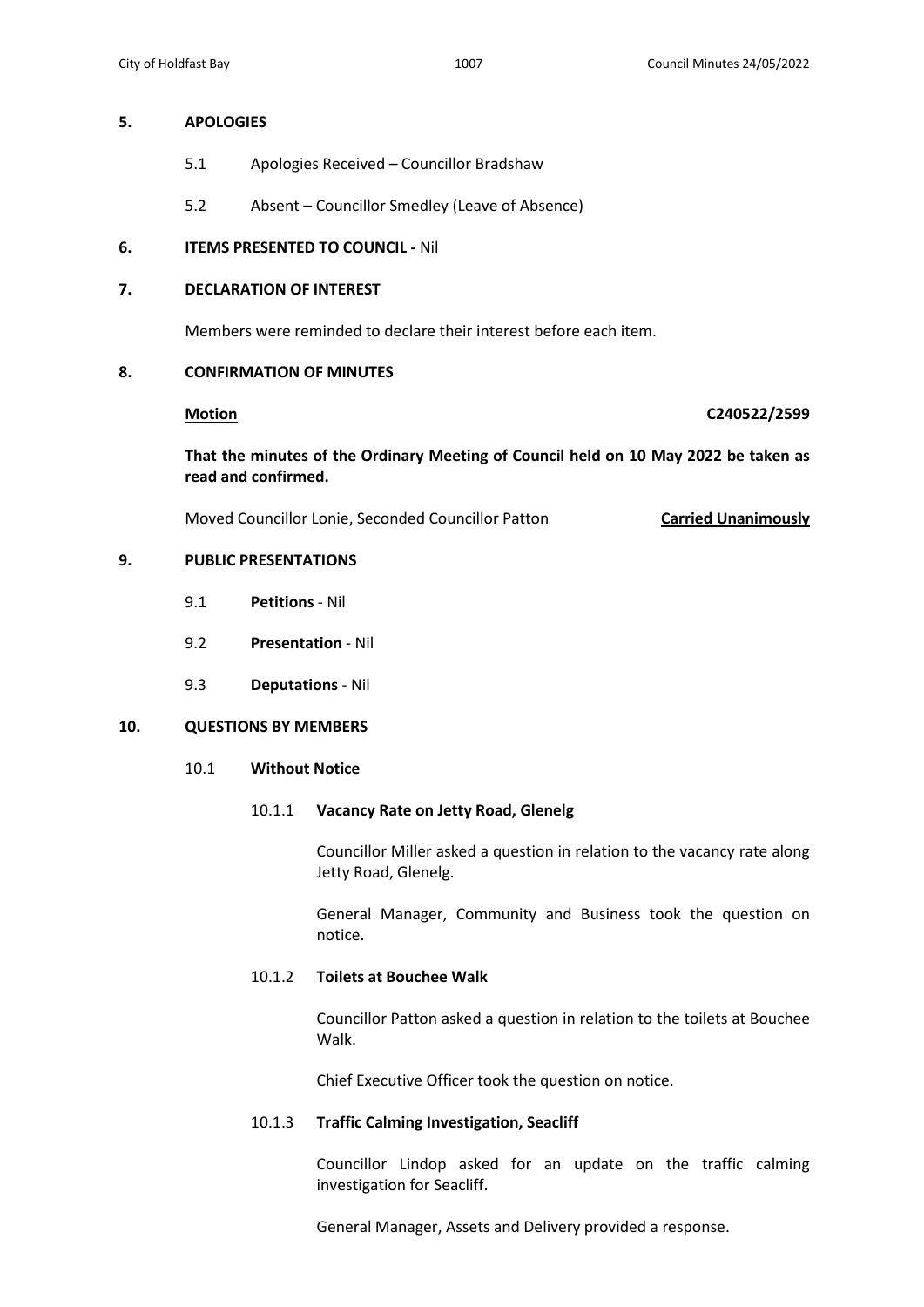## 5. APOLOGIES

5.1 Apologies Received – Councillor Bradshaw

5.2 Absent – Councillor Smedley (Leave of Absence)

## 6. ITEMS PRESENTED TO COUNCIL - Nil

## 7. DECLARATION OF INTEREST

Members were reminded to declare their interest before each item.

## 8. CONFIRMATION OF MINUTES

**Motion** **C240522/2599**

**That the minutes of the Ordinary Meeting of Council held on 10 May 2022 be taken as read and confirmed.**

Moved Councillor Lonie, Seconded Councillor Patton **Carried Unanimously**

## 9. PUBLIC PRESENTATIONS

9.1 **Petitions** - Nil

9.2 **Presentation** - Nil

9.3 **Deputations** - Nil

## 10. QUESTIONS BY MEMBERS

### 10.1 Without Notice

#### 10.1.1 Vacancy Rate on Jetty Road, Glenelg

Councillor Miller asked a question in relation to the vacancy rate along Jetty Road, Glenelg.

General Manager, Community and Business took the question on notice.

#### 10.1.2 Toilets at Bouchee Walk

Councillor Patton asked a question in relation to the toilets at Bouchee Walk.

Chief Executive Officer took the question on notice.

#### 10.1.3 Traffic Calming Investigation, Seacliff

Councillor Lindop asked for an update on the traffic calming investigation for Seacliff.

General Manager, Assets and Delivery provided a response.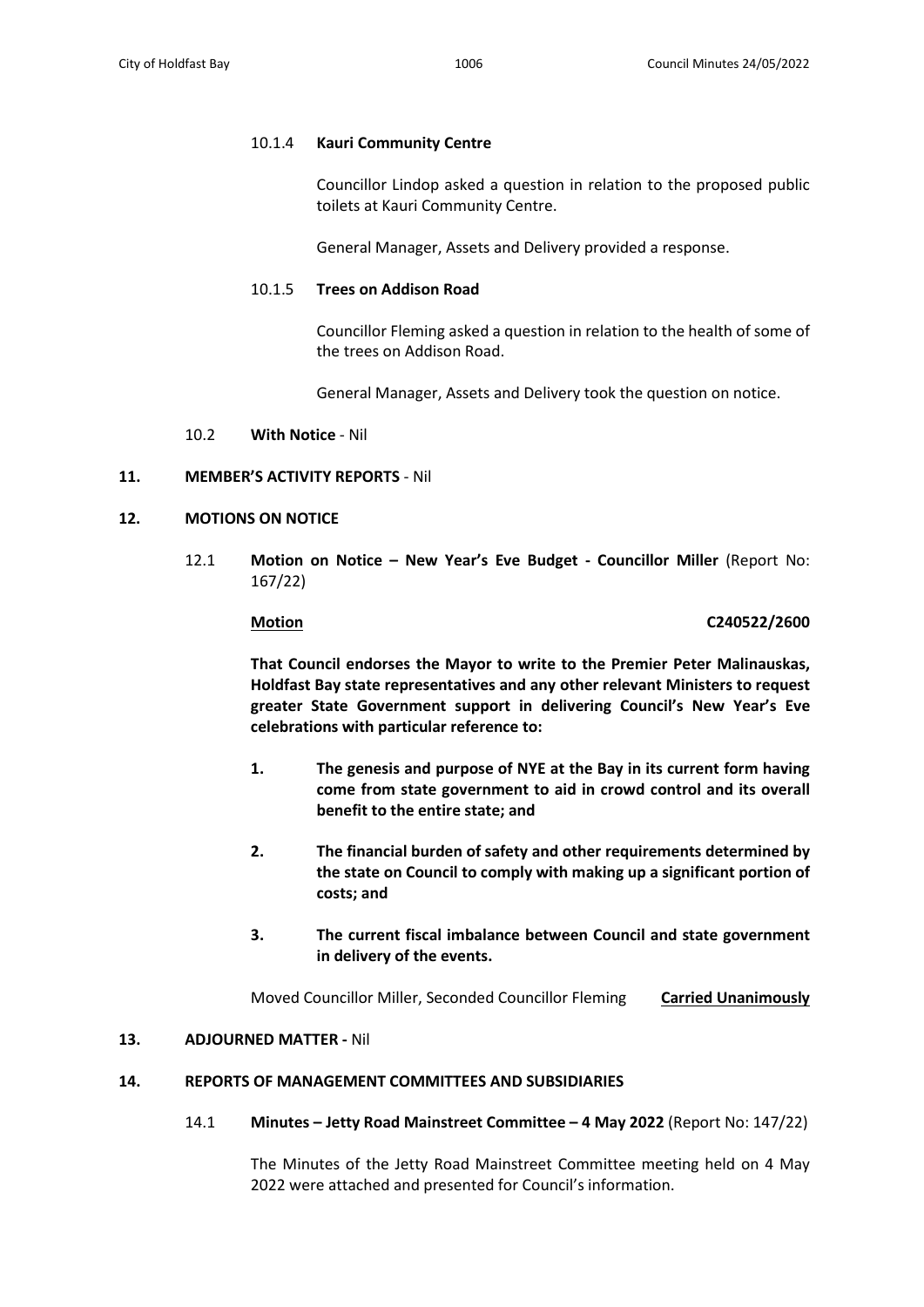10.1.4 **Kauri Community Centre**

Councillor Lindop asked a question in relation to the proposed public toilets at Kauri Community Centre.

General Manager, Assets and Delivery provided a response.

10.1.5 **Trees on Addison Road**

Councillor Fleming asked a question in relation to the health of some of the trees on Addison Road.

General Manager, Assets and Delivery took the question on notice.

10.2 **With Notice** - Nil

## 11. MEMBER'S ACTIVITY REPORTS - Nil

## 12. MOTIONS ON NOTICE

12.1 **Motion on Notice – New Year's Eve Budget - Councillor Miller** (Report No: 167/22)

**Motion** **C240522/2600**

**That Council endorses the Mayor to write to the Premier Peter Malinauskas, Holdfast Bay state representatives and any other relevant Ministers to request greater State Government support in delivering Council's New Year's Eve celebrations with particular reference to:**

1. **The genesis and purpose of NYE at the Bay in its current form having come from state government to aid in crowd control and its overall benefit to the entire state; and**
2. **The financial burden of safety and other requirements determined by the state on Council to comply with making up a significant portion of costs; and**
3. **The current fiscal imbalance between Council and state government in delivery of the events.**

Moved Councillor Miller, Seconded Councillor Fleming **Carried Unanimously**

## 13. ADJOURNED MATTER - Nil

## 14. REPORTS OF MANAGEMENT COMMITTEES AND SUBSIDIARIES

14.1 **Minutes – Jetty Road Mainstreet Committee – 4 May 2022** (Report No: 147/22)

The Minutes of the Jetty Road Mainstreet Committee meeting held on 4 May 2022 were attached and presented for Council's information.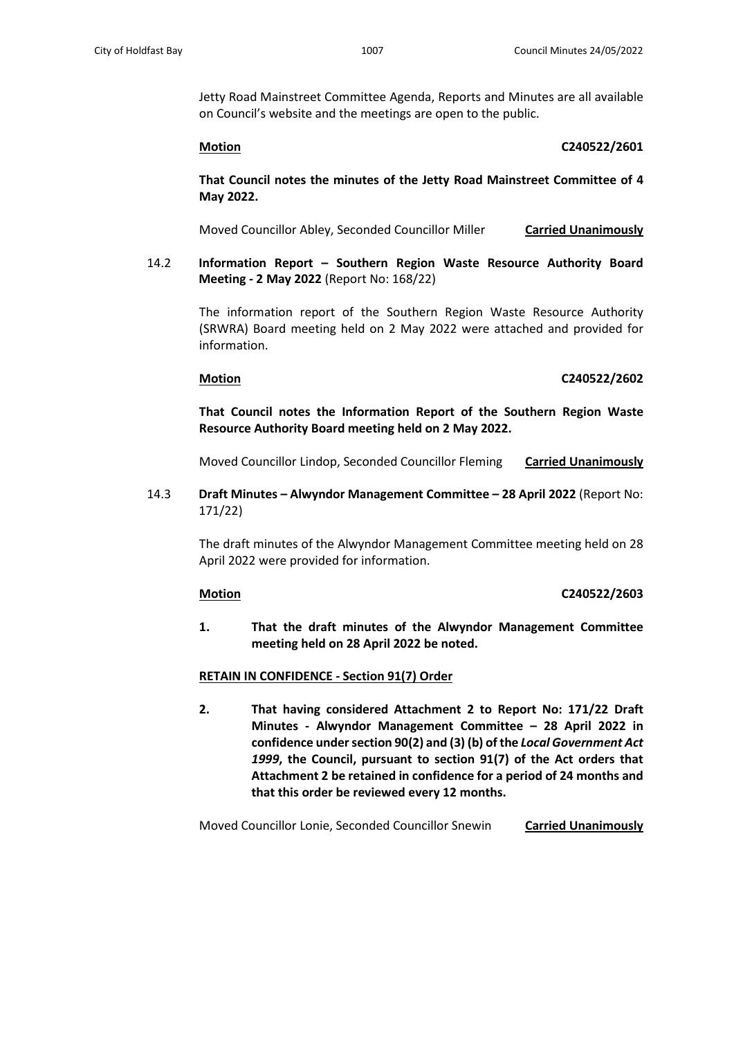Jetty Road Mainstreet Committee Agenda, Reports and Minutes are all available on Council's website and the meetings are open to the public.

**Motion** **C240522/2601**

**That Council notes the minutes of the Jetty Road Mainstreet Committee of 4 May 2022.**

Moved Councillor Abley, Seconded Councillor Miller **Carried Unanimously**

14.2 **Information Report – Southern Region Waste Resource Authority Board Meeting - 2 May 2022** (Report No: 168/22)

The information report of the Southern Region Waste Resource Authority (SRWRA) Board meeting held on 2 May 2022 were attached and provided for information.

**Motion** **C240522/2602**

**That Council notes the Information Report of the Southern Region Waste Resource Authority Board meeting held on 2 May 2022.**

Moved Councillor Lindop, Seconded Councillor Fleming **Carried Unanimously**

14.3 **Draft Minutes – Alwyndor Management Committee – 28 April 2022** (Report No: 171/22)

The draft minutes of the Alwyndor Management Committee meeting held on 28 April 2022 were provided for information.

**Motion** **C240522/2603**

**1. That the draft minutes of the Alwyndor Management Committee meeting held on 28 April 2022 be noted.**

**RETAIN IN CONFIDENCE - Section 91(7) Order**

**2. That having considered Attachment 2 to Report No: 171/22 Draft Minutes - Alwyndor Management Committee – 28 April 2022 in confidence under section 90(2) and (3) (b) of the *Local Government Act 1999*, the Council, pursuant to section 91(7) of the Act orders that Attachment 2 be retained in confidence for a period of 24 months and that this order be reviewed every 12 months.**

Moved Councillor Lonie, Seconded Councillor Snewin **Carried Unanimously**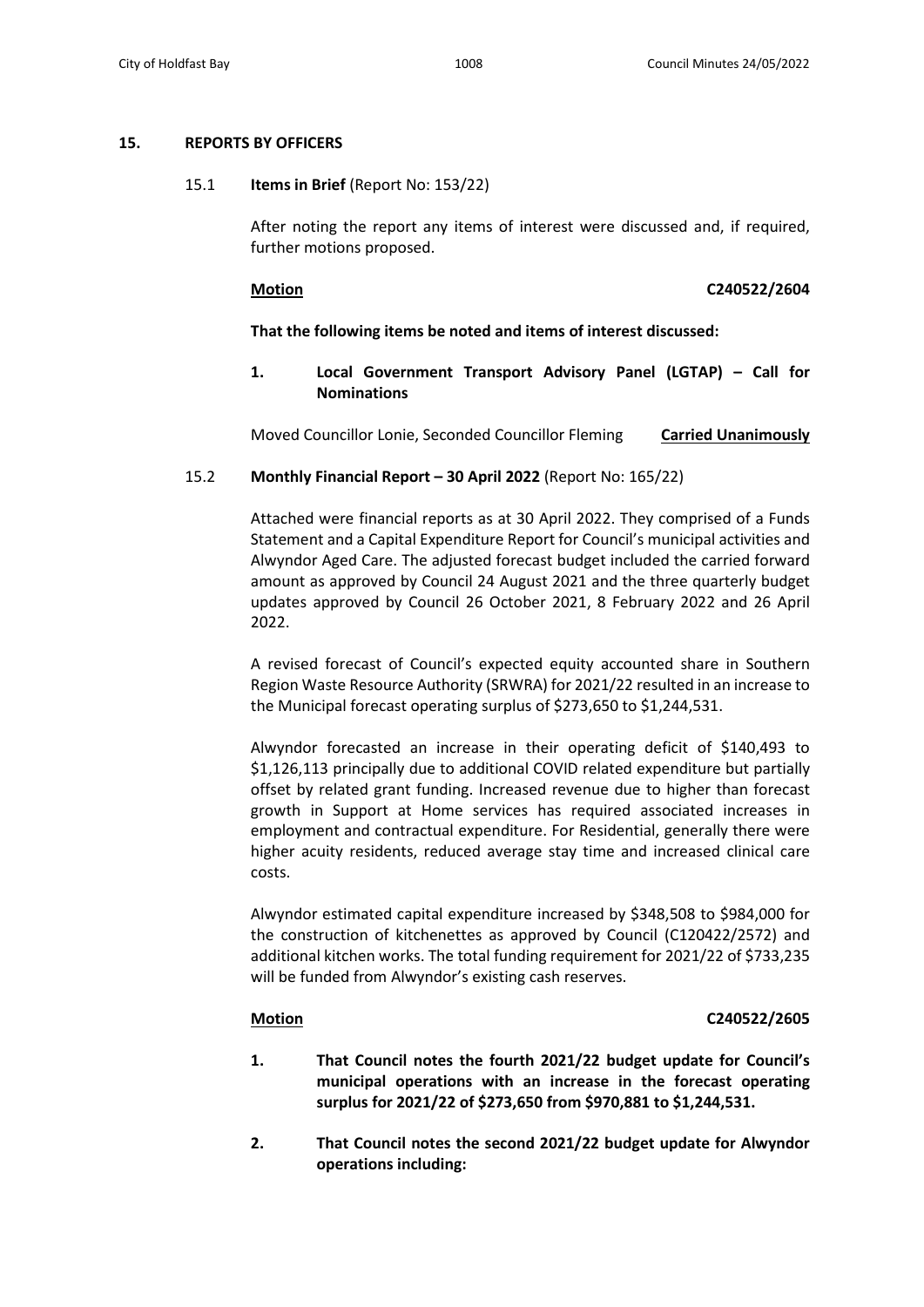## 15. REPORTS BY OFFICERS

### 15.1 **Items in Brief** (Report No: 153/22)

After noting the report any items of interest were discussed and, if required, further motions proposed.

**Motion** **C240522/2604**

**That the following items be noted and items of interest discussed:**

1. **Local Government Transport Advisory Panel (LGTAP) – Call for Nominations**

Moved Councillor Lonie, Seconded Councillor Fleming **Carried Unanimously**

### 15.2 **Monthly Financial Report – 30 April 2022** (Report No: 165/22)

Attached were financial reports as at 30 April 2022. They comprised of a Funds Statement and a Capital Expenditure Report for Council's municipal activities and Alwyndor Aged Care. The adjusted forecast budget included the carried forward amount as approved by Council 24 August 2021 and the three quarterly budget updates approved by Council 26 October 2021, 8 February 2022 and 26 April 2022.

A revised forecast of Council's expected equity accounted share in Southern Region Waste Resource Authority (SRWRA) for 2021/22 resulted in an increase to the Municipal forecast operating surplus of $273,650 to $1,244,531.

Alwyndor forecasted an increase in their operating deficit of $140,493 to $1,126,113 principally due to additional COVID related expenditure but partially offset by related grant funding. Increased revenue due to higher than forecast growth in Support at Home services has required associated increases in employment and contractual expenditure. For Residential, generally there were higher acuity residents, reduced average stay time and increased clinical care costs.

Alwyndor estimated capital expenditure increased by $348,508 to $984,000 for the construction of kitchenettes as approved by Council (C120422/2572) and additional kitchen works. The total funding requirement for 2021/22 of $733,235 will be funded from Alwyndor's existing cash reserves.

**Motion** **C240522/2605**

1. **That Council notes the fourth 2021/22 budget update for Council's municipal operations with an increase in the forecast operating surplus for 2021/22 of $273,650 from $970,881 to $1,244,531.**

2. **That Council notes the second 2021/22 budget update for Alwyndor operations including:**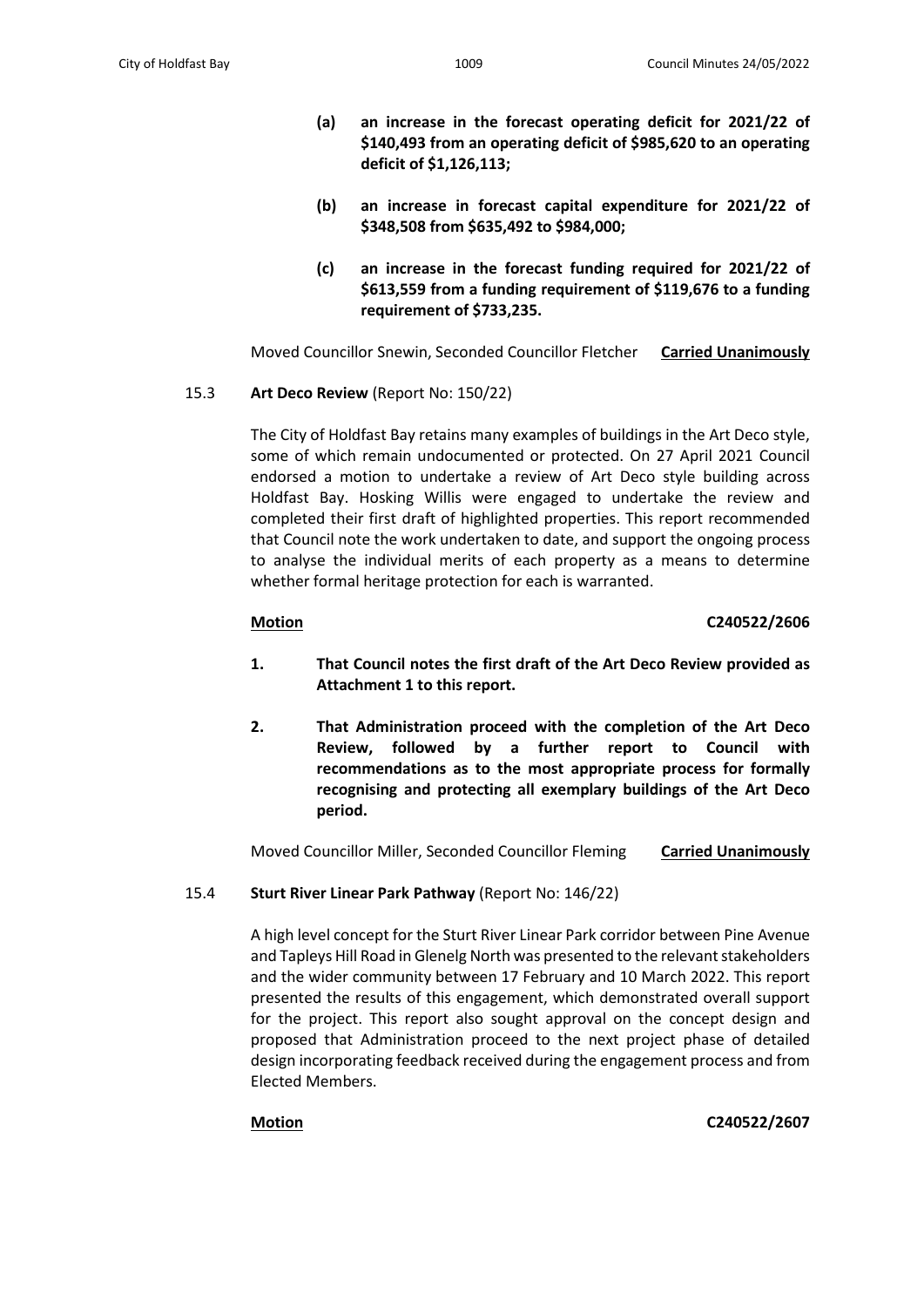**(a) an increase in the forecast operating deficit for 2021/22 of \$140,493 from an operating deficit of \$985,620 to an operating deficit of \$1,126,113;**

**(b) an increase in forecast capital expenditure for 2021/22 of \$348,508 from \$635,492 to \$984,000;**

**(c) an increase in the forecast funding required for 2021/22 of \$613,559 from a funding requirement of \$119,676 to a funding requirement of \$733,235.**

Moved Councillor Snewin, Seconded Councillor Fletcher **Carried Unanimously**

15.3 **Art Deco Review** (Report No: 150/22)

The City of Holdfast Bay retains many examples of buildings in the Art Deco style, some of which remain undocumented or protected. On 27 April 2021 Council endorsed a motion to undertake a review of Art Deco style building across Holdfast Bay. Hosking Willis were engaged to undertake the review and completed their first draft of highlighted properties. This report recommended that Council note the work undertaken to date, and support the ongoing process to analyse the individual merits of each property as a means to determine whether formal heritage protection for each is warranted.

**Motion** **C240522/2606**

1. **That Council notes the first draft of the Art Deco Review provided as Attachment 1 to this report.**

2. **That Administration proceed with the completion of the Art Deco Review, followed by a further report to Council with recommendations as to the most appropriate process for formally recognising and protecting all exemplary buildings of the Art Deco period.**

Moved Councillor Miller, Seconded Councillor Fleming **Carried Unanimously**

15.4 **Sturt River Linear Park Pathway** (Report No: 146/22)

A high level concept for the Sturt River Linear Park corridor between Pine Avenue and Tapleys Hill Road in Glenelg North was presented to the relevant stakeholders and the wider community between 17 February and 10 March 2022. This report presented the results of this engagement, which demonstrated overall support for the project. This report also sought approval on the concept design and proposed that Administration proceed to the next project phase of detailed design incorporating feedback received during the engagement process and from Elected Members.

**Motion** **C240522/2607**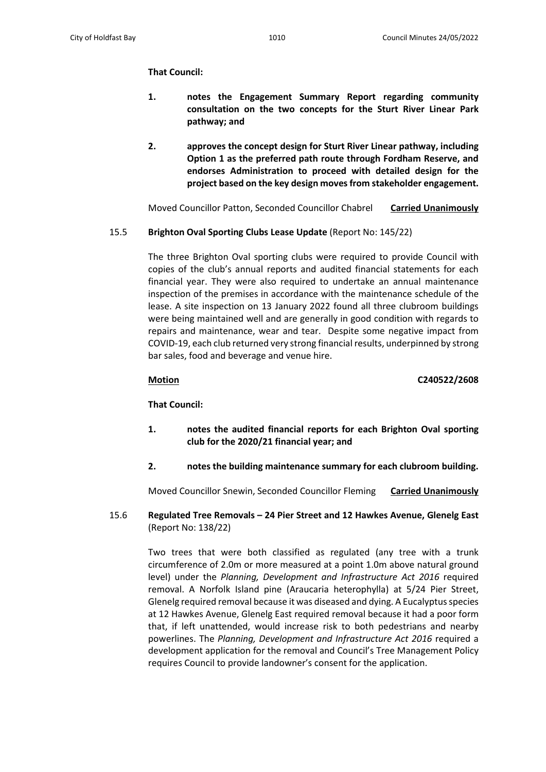**That Council:**

1. **notes the Engagement Summary Report regarding community consultation on the two concepts for the Sturt River Linear Park pathway; and**

2. **approves the concept design for Sturt River Linear pathway, including Option 1 as the preferred path route through Fordham Reserve, and endorses Administration to proceed with detailed design for the project based on the key design moves from stakeholder engagement.**

Moved Councillor Patton, Seconded Councillor Chabrel **Carried Unanimously**

15.5 **Brighton Oval Sporting Clubs Lease Update** (Report No: 145/22)

The three Brighton Oval sporting clubs were required to provide Council with copies of the club's annual reports and audited financial statements for each financial year. They were also required to undertake an annual maintenance inspection of the premises in accordance with the maintenance schedule of the lease. A site inspection on 13 January 2022 found all three clubroom buildings were being maintained well and are generally in good condition with regards to repairs and maintenance, wear and tear. Despite some negative impact from COVID-19, each club returned very strong financial results, underpinned by strong bar sales, food and beverage and venue hire.

**Motion** **C240522/2608**

**That Council:**

1. **notes the audited financial reports for each Brighton Oval sporting club for the 2020/21 financial year; and**

2. **notes the building maintenance summary for each clubroom building.**

Moved Councillor Snewin, Seconded Councillor Fleming **Carried Unanimously**

15.6 **Regulated Tree Removals – 24 Pier Street and 12 Hawkes Avenue, Glenelg East** (Report No: 138/22)

Two trees that were both classified as regulated (any tree with a trunk circumference of 2.0m or more measured at a point 1.0m above natural ground level) under the *Planning, Development and Infrastructure Act 2016* required removal. A Norfolk Island pine (Araucaria heterophylla) at 5/24 Pier Street, Glenelg required removal because it was diseased and dying. A Eucalyptus species at 12 Hawkes Avenue, Glenelg East required removal because it had a poor form that, if left unattended, would increase risk to both pedestrians and nearby powerlines. The *Planning, Development and Infrastructure Act 2016* required a development application for the removal and Council's Tree Management Policy requires Council to provide landowner's consent for the application.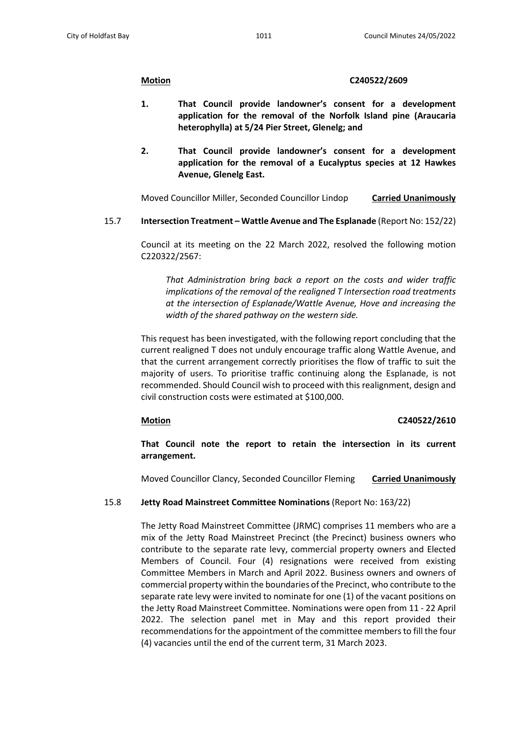**Motion C240522/2609**

1. **That Council provide landowner's consent for a development application for the removal of the Norfolk Island pine (Araucaria heterophylla) at 5/24 Pier Street, Glenelg; and**

2. **That Council provide landowner's consent for a development application for the removal of a Eucalyptus species at 12 Hawkes Avenue, Glenelg East.**

Moved Councillor Miller, Seconded Councillor Lindop **Carried Unanimously**

15.7 **Intersection Treatment – Wattle Avenue and The Esplanade** (Report No: 152/22)

Council at its meeting on the 22 March 2022, resolved the following motion C220322/2567:

*That Administration bring back a report on the costs and wider traffic implications of the removal of the realigned T Intersection road treatments at the intersection of Esplanade/Wattle Avenue, Hove and increasing the width of the shared pathway on the western side.*

This request has been investigated, with the following report concluding that the current realigned T does not unduly encourage traffic along Wattle Avenue, and that the current arrangement correctly prioritises the flow of traffic to suit the majority of users. To prioritise traffic continuing along the Esplanade, is not recommended. Should Council wish to proceed with this realignment, design and civil construction costs were estimated at $100,000.

**Motion C240522/2610**

**That Council note the report to retain the intersection in its current arrangement.**

Moved Councillor Clancy, Seconded Councillor Fleming **Carried Unanimously**

15.8 **Jetty Road Mainstreet Committee Nominations** (Report No: 163/22)

The Jetty Road Mainstreet Committee (JRMC) comprises 11 members who are a mix of the Jetty Road Mainstreet Precinct (the Precinct) business owners who contribute to the separate rate levy, commercial property owners and Elected Members of Council. Four (4) resignations were received from existing Committee Members in March and April 2022. Business owners and owners of commercial property within the boundaries of the Precinct, who contribute to the separate rate levy were invited to nominate for one (1) of the vacant positions on the Jetty Road Mainstreet Committee. Nominations were open from 11 - 22 April 2022. The selection panel met in May and this report provided their recommendations for the appointment of the committee members to fill the four (4) vacancies until the end of the current term, 31 March 2023.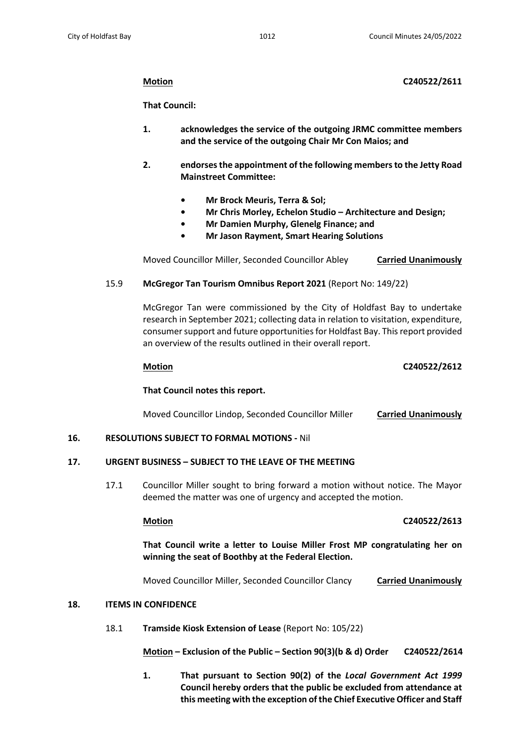**Motion** **C240522/2611**

**That Council:**

1. **acknowledges the service of the outgoing JRMC committee members and the service of the outgoing Chair Mr Con Maios; and**

2. **endorses the appointment of the following members to the Jetty Road Mainstreet Committee:**

   - **Mr Brock Meuris, Terra & Sol;**
   - **Mr Chris Morley, Echelon Studio – Architecture and Design;**
   - **Mr Damien Murphy, Glenelg Finance; and**
   - **Mr Jason Rayment, Smart Hearing Solutions**

Moved Councillor Miller, Seconded Councillor Abley **Carried Unanimously**

15.9 **McGregor Tan Tourism Omnibus Report 2021** (Report No: 149/22)

McGregor Tan were commissioned by the City of Holdfast Bay to undertake research in September 2021; collecting data in relation to visitation, expenditure, consumer support and future opportunities for Holdfast Bay. This report provided an overview of the results outlined in their overall report.

**Motion** **C240522/2612**

**That Council notes this report.**

Moved Councillor Lindop, Seconded Councillor Miller **Carried Unanimously**

## 16. RESOLUTIONS SUBJECT TO FORMAL MOTIONS - Nil

## 17. URGENT BUSINESS – SUBJECT TO THE LEAVE OF THE MEETING

17.1 Councillor Miller sought to bring forward a motion without notice. The Mayor deemed the matter was one of urgency and accepted the motion.

**Motion** **C240522/2613**

**That Council write a letter to Louise Miller Frost MP congratulating her on winning the seat of Boothby at the Federal Election.**

Moved Councillor Miller, Seconded Councillor Clancy **Carried Unanimously**

## 18. ITEMS IN CONFIDENCE

18.1 **Tramside Kiosk Extension of Lease** (Report No: 105/22)

**Motion – Exclusion of the Public – Section 90(3)(b & d) Order** **C240522/2614**

1. **That pursuant to Section 90(2) of the *Local Government Act 1999* Council hereby orders that the public be excluded from attendance at this meeting with the exception of the Chief Executive Officer and Staff**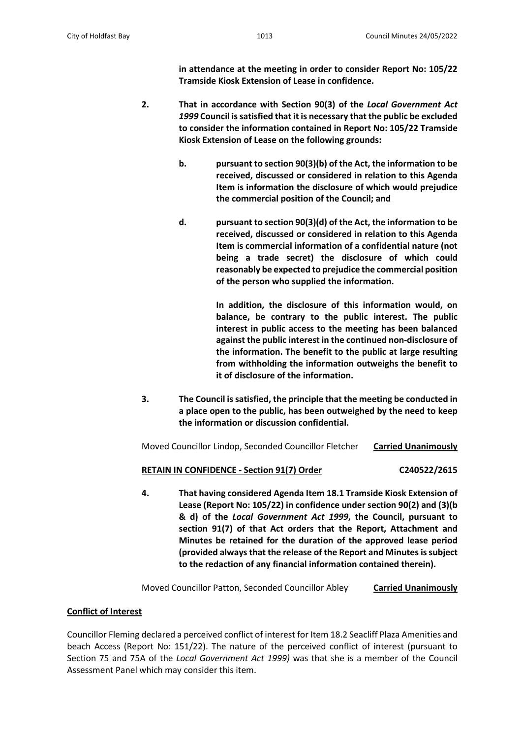**in attendance at the meeting in order to consider Report No: 105/22 Tramside Kiosk Extension of Lease in confidence.**

2. **That in accordance with Section 90(3) of the *Local Government Act 1999* Council is satisfied that it is necessary that the public be excluded to consider the information contained in Report No: 105/22 Tramside Kiosk Extension of Lease on the following grounds:**

    b. **pursuant to section 90(3)(b) of the Act, the information to be received, discussed or considered in relation to this Agenda Item is information the disclosure of which would prejudice the commercial position of the Council; and**

    d. **pursuant to section 90(3)(d) of the Act, the information to be received, discussed or considered in relation to this Agenda Item is commercial information of a confidential nature (not being a trade secret) the disclosure of which could reasonably be expected to prejudice the commercial position of the person who supplied the information.**

    **In addition, the disclosure of this information would, on balance, be contrary to the public interest. The public interest in public access to the meeting has been balanced against the public interest in the continued non-disclosure of the information. The benefit to the public at large resulting from withholding the information outweighs the benefit to it of disclosure of the information.**

3. **The Council is satisfied, the principle that the meeting be conducted in a place open to the public, has been outweighed by the need to keep the information or discussion confidential.**

Moved Councillor Lindop, Seconded Councillor Fletcher **Carried Unanimously**

**RETAIN IN CONFIDENCE - Section 91(7) Order** **C240522/2615**

4. **That having considered Agenda Item 18.1 Tramside Kiosk Extension of Lease (Report No: 105/22) in confidence under section 90(2) and (3)(b & d) of the *Local Government Act 1999*, the Council, pursuant to section 91(7) of that Act orders that the Report, Attachment and Minutes be retained for the duration of the approved lease period (provided always that the release of the Report and Minutes is subject to the redaction of any financial information contained therein).**

Moved Councillor Patton, Seconded Councillor Abley **Carried Unanimously**

**Conflict of Interest**

Councillor Fleming declared a perceived conflict of interest for Item 18.2 Seacliff Plaza Amenities and beach Access (Report No: 151/22). The nature of the perceived conflict of interest (pursuant to Section 75 and 75A of the *Local Government Act 1999)* was that she is a member of the Council Assessment Panel which may consider this item.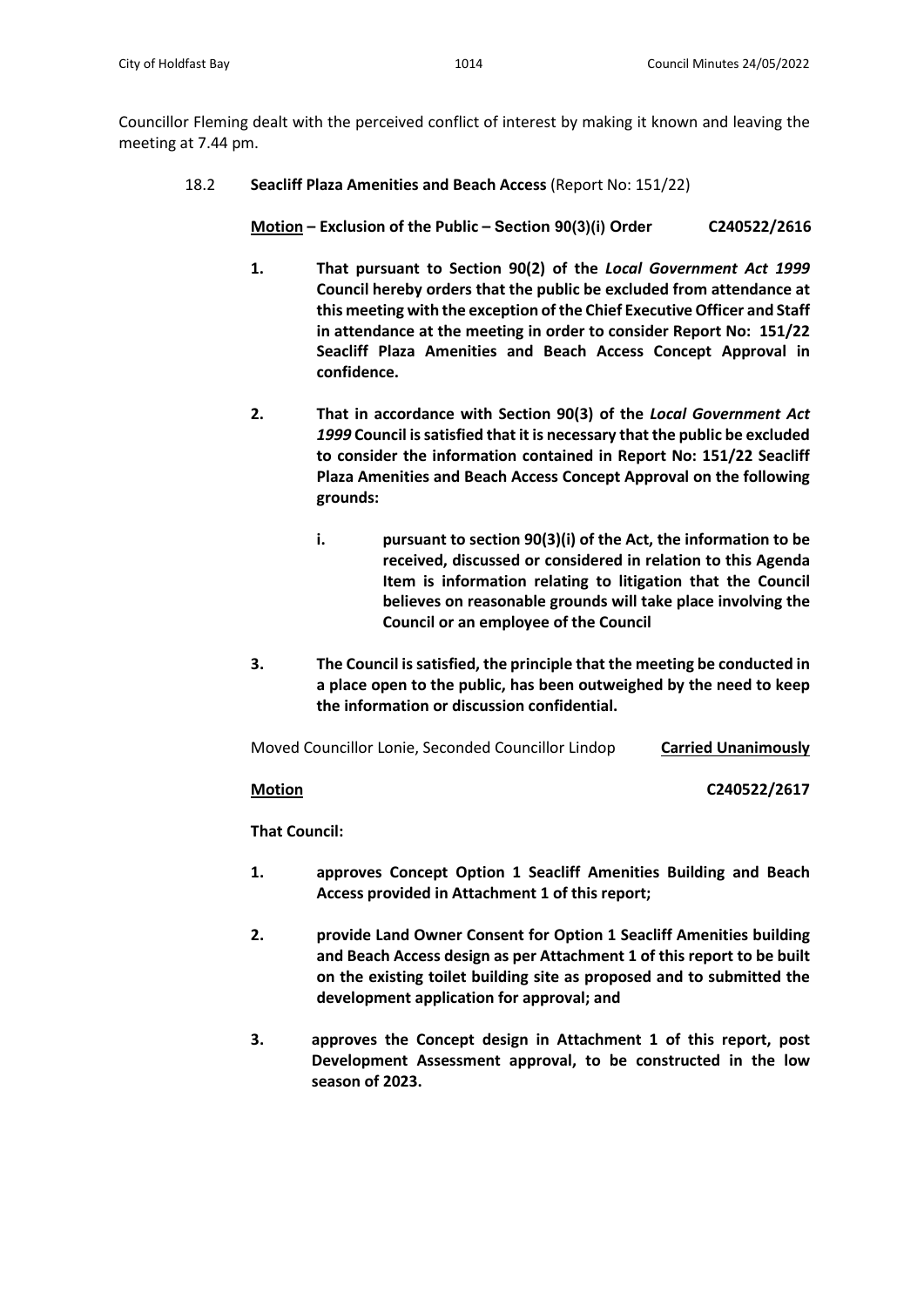Councillor Fleming dealt with the perceived conflict of interest by making it known and leaving the meeting at 7.44 pm.

18.2 **Seacliff Plaza Amenities and Beach Access** (Report No: 151/22)

**Motion – Exclusion of the Public – Section 90(3)(i) Order** **C240522/2616**

1. **That pursuant to Section 90(2) of the *Local Government Act 1999* Council hereby orders that the public be excluded from attendance at this meeting with the exception of the Chief Executive Officer and Staff in attendance at the meeting in order to consider Report No: 151/22 Seacliff Plaza Amenities and Beach Access Concept Approval in confidence.**

2. **That in accordance with Section 90(3) of the *Local Government Act 1999* Council is satisfied that it is necessary that the public be excluded to consider the information contained in Report No: 151/22 Seacliff Plaza Amenities and Beach Access Concept Approval on the following grounds:**

   i. **pursuant to section 90(3)(i) of the Act, the information to be received, discussed or considered in relation to this Agenda Item is information relating to litigation that the Council believes on reasonable grounds will take place involving the Council or an employee of the Council**

3. **The Council is satisfied, the principle that the meeting be conducted in a place open to the public, has been outweighed by the need to keep the information or discussion confidential.**

Moved Councillor Lonie, Seconded Councillor Lindop **Carried Unanimously**

**Motion** **C240522/2617**

**That Council:**

1. **approves Concept Option 1 Seacliff Amenities Building and Beach Access provided in Attachment 1 of this report;**

2. **provide Land Owner Consent for Option 1 Seacliff Amenities building and Beach Access design as per Attachment 1 of this report to be built on the existing toilet building site as proposed and to submitted the development application for approval; and**

3. **approves the Concept design in Attachment 1 of this report, post Development Assessment approval, to be constructed in the low season of 2023.**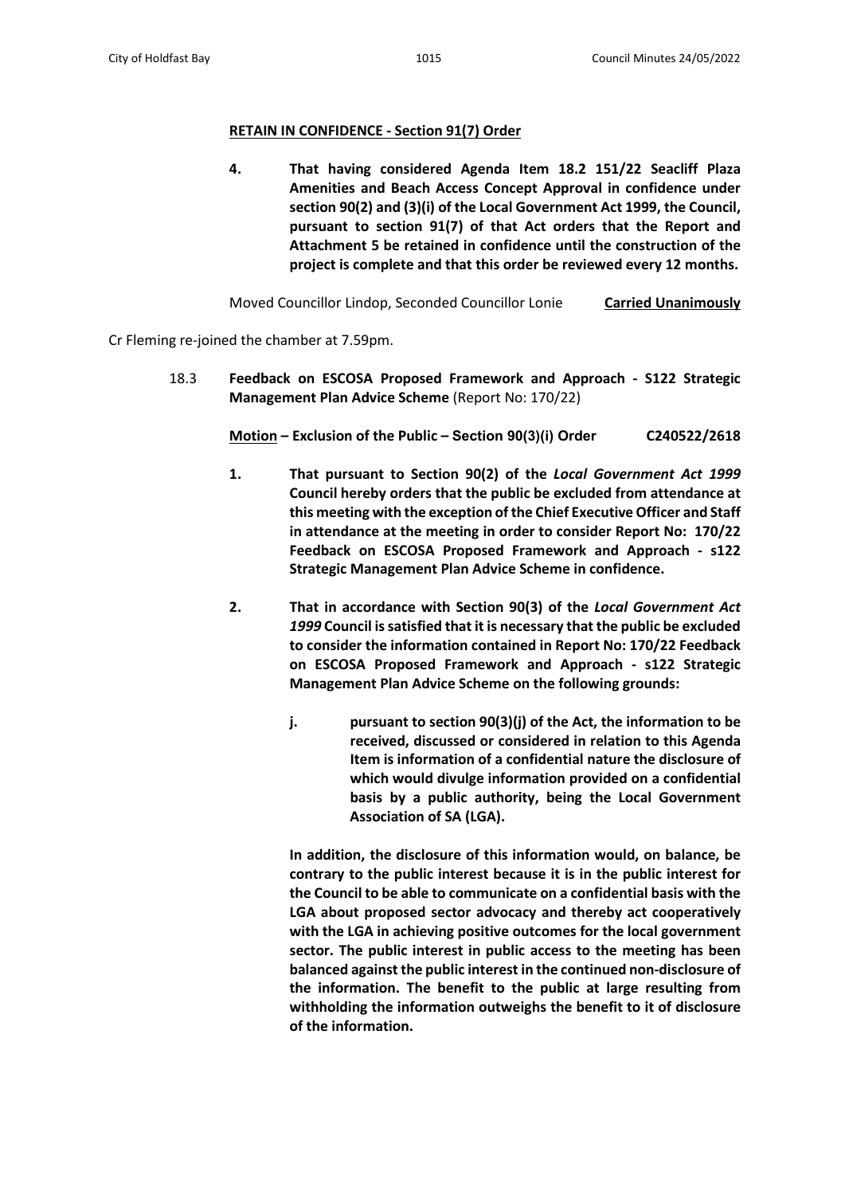**RETAIN IN CONFIDENCE - Section 91(7) Order**

**4. That having considered Agenda Item 18.2 151/22 Seacliff Plaza Amenities and Beach Access Concept Approval in confidence under section 90(2) and (3)(i) of the Local Government Act 1999, the Council, pursuant to section 91(7) of that Act orders that the Report and Attachment 5 be retained in confidence until the construction of the project is complete and that this order be reviewed every 12 months.**

Moved Councillor Lindop, Seconded Councillor Lonie **Carried Unanimously**

Cr Fleming re-joined the chamber at 7.59pm.

18.3 **Feedback on ESCOSA Proposed Framework and Approach - S122 Strategic Management Plan Advice Scheme** (Report No: 170/22)

**Motion – Exclusion of the Public – Section 90(3)(i) Order C240522/2618**

**1. That pursuant to Section 90(2) of the *Local Government Act 1999* Council hereby orders that the public be excluded from attendance at this meeting with the exception of the Chief Executive Officer and Staff in attendance at the meeting in order to consider Report No: 170/22 Feedback on ESCOSA Proposed Framework and Approach - s122 Strategic Management Plan Advice Scheme in confidence.**

**2. That in accordance with Section 90(3) of the *Local Government Act 1999* Council is satisfied that it is necessary that the public be excluded to consider the information contained in Report No: 170/22 Feedback on ESCOSA Proposed Framework and Approach - s122 Strategic Management Plan Advice Scheme on the following grounds:**

**j. pursuant to section 90(3)(j) of the Act, the information to be received, discussed or considered in relation to this Agenda Item is information of a confidential nature the disclosure of which would divulge information provided on a confidential basis by a public authority, being the Local Government Association of SA (LGA).**

**In addition, the disclosure of this information would, on balance, be contrary to the public interest because it is in the public interest for the Council to be able to communicate on a confidential basis with the LGA about proposed sector advocacy and thereby act cooperatively with the LGA in achieving positive outcomes for the local government sector. The public interest in public access to the meeting has been balanced against the public interest in the continued non-disclosure of the information. The benefit to the public at large resulting from withholding the information outweighs the benefit to it of disclosure of the information.**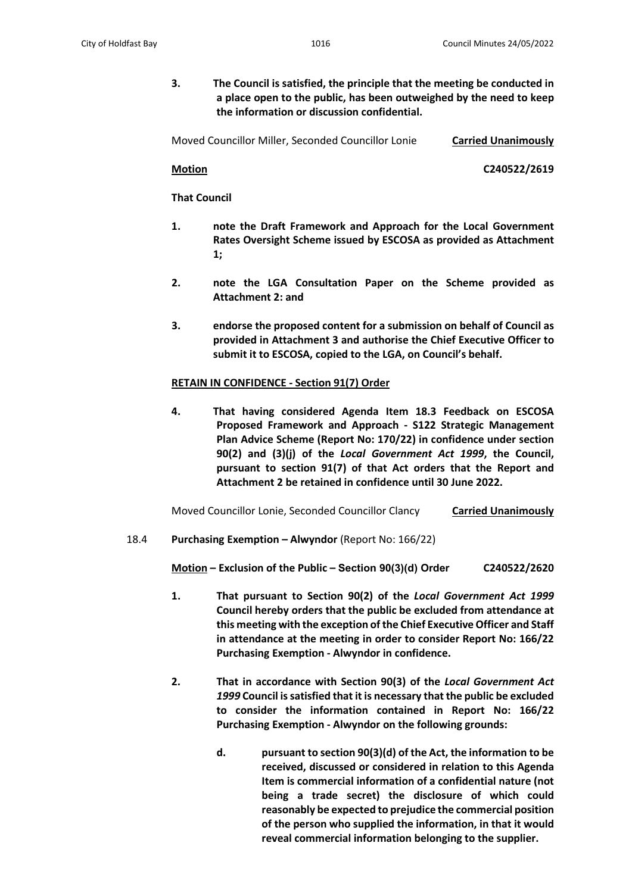**3. The Council is satisfied, the principle that the meeting be conducted in a place open to the public, has been outweighed by the need to keep the information or discussion confidential.**

Moved Councillor Miller, Seconded Councillor Lonie **Carried Unanimously**

**Motion** **C240522/2619**

**That Council**

**1. note the Draft Framework and Approach for the Local Government Rates Oversight Scheme issued by ESCOSA as provided as Attachment 1;**

**2. note the LGA Consultation Paper on the Scheme provided as Attachment 2: and**

**3. endorse the proposed content for a submission on behalf of Council as provided in Attachment 3 and authorise the Chief Executive Officer to submit it to ESCOSA, copied to the LGA, on Council's behalf.**

**RETAIN IN CONFIDENCE - Section 91(7) Order**

**4. That having considered Agenda Item 18.3 Feedback on ESCOSA Proposed Framework and Approach - S122 Strategic Management Plan Advice Scheme (Report No: 170/22) in confidence under section 90(2) and (3)(j) of the *Local Government Act 1999*, the Council, pursuant to section 91(7) of that Act orders that the Report and Attachment 2 be retained in confidence until 30 June 2022.**

Moved Councillor Lonie, Seconded Councillor Clancy **Carried Unanimously**

18.4 **Purchasing Exemption – Alwyndor** (Report No: 166/22)

**Motion – Exclusion of the Public – Section 90(3)(d) Order** **C240522/2620**

**1. That pursuant to Section 90(2) of the *Local Government Act 1999* Council hereby orders that the public be excluded from attendance at this meeting with the exception of the Chief Executive Officer and Staff in attendance at the meeting in order to consider Report No: 166/22 Purchasing Exemption - Alwyndor in confidence.**

**2. That in accordance with Section 90(3) of the *Local Government Act 1999* Council is satisfied that it is necessary that the public be excluded to consider the information contained in Report No: 166/22 Purchasing Exemption - Alwyndor on the following grounds:**

**d. pursuant to section 90(3)(d) of the Act, the information to be received, discussed or considered in relation to this Agenda Item is commercial information of a confidential nature (not being a trade secret) the disclosure of which could reasonably be expected to prejudice the commercial position of the person who supplied the information, in that it would reveal commercial information belonging to the supplier.**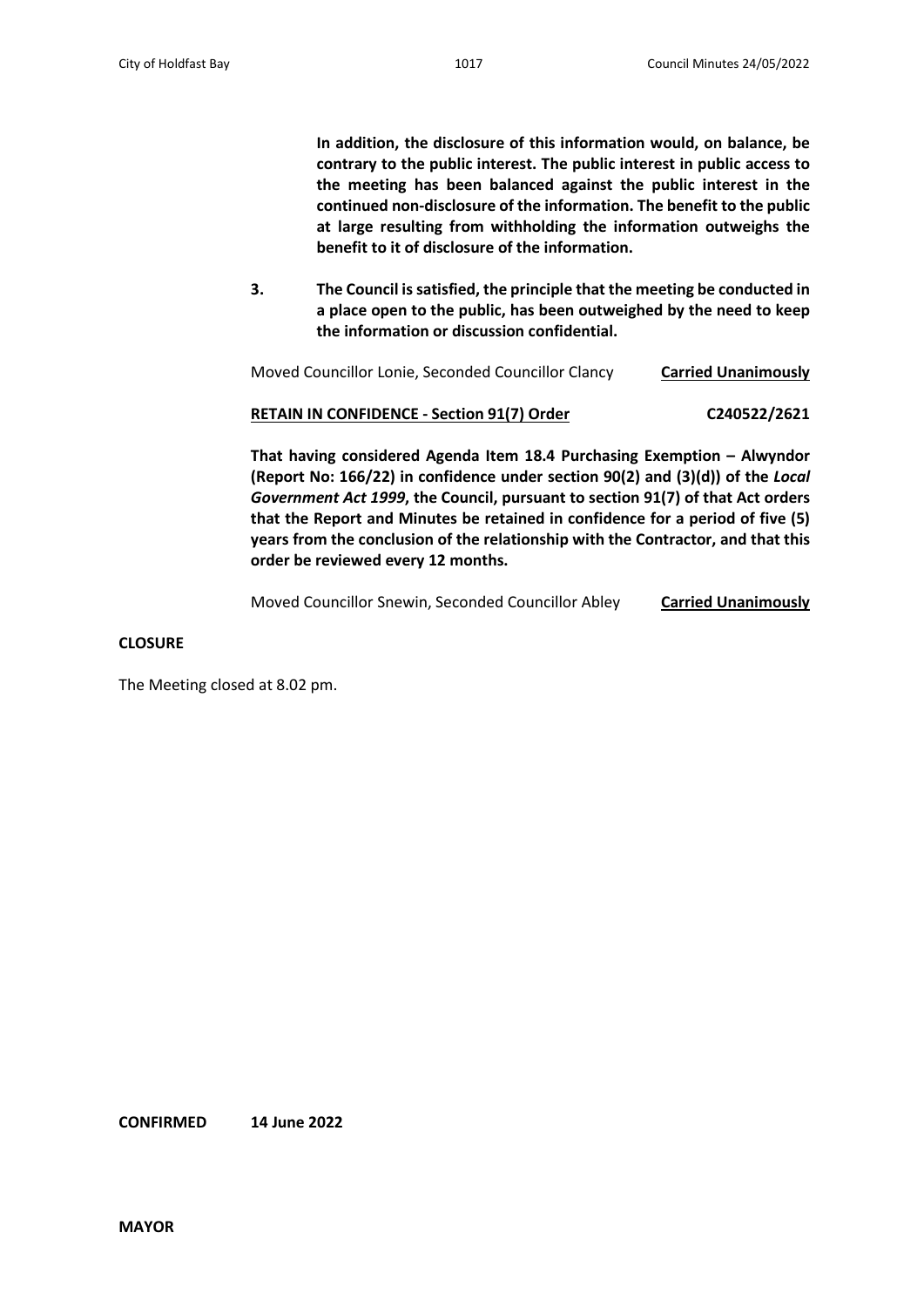**In addition, the disclosure of this information would, on balance, be contrary to the public interest. The public interest in public access to the meeting has been balanced against the public interest in the continued non-disclosure of the information. The benefit to the public at large resulting from withholding the information outweighs the benefit to it of disclosure of the information.**

**3. The Council is satisfied, the principle that the meeting be conducted in a place open to the public, has been outweighed by the need to keep the information or discussion confidential.**

Moved Councillor Lonie, Seconded Councillor Clancy **Carried Unanimously**

**RETAIN IN CONFIDENCE - Section 91(7) Order** **C240522/2621**

**That having considered Agenda Item 18.4 Purchasing Exemption – Alwyndor (Report No: 166/22) in confidence under section 90(2) and (3)(d)) of the *Local Government Act 1999*, the Council, pursuant to section 91(7) of that Act orders that the Report and Minutes be retained in confidence for a period of five (5) years from the conclusion of the relationship with the Contractor, and that this order be reviewed every 12 months.**

Moved Councillor Snewin, Seconded Councillor Abley **Carried Unanimously**

**CLOSURE**

The Meeting closed at 8.02 pm.

**CONFIRMED 14 June 2022**

**MAYOR**